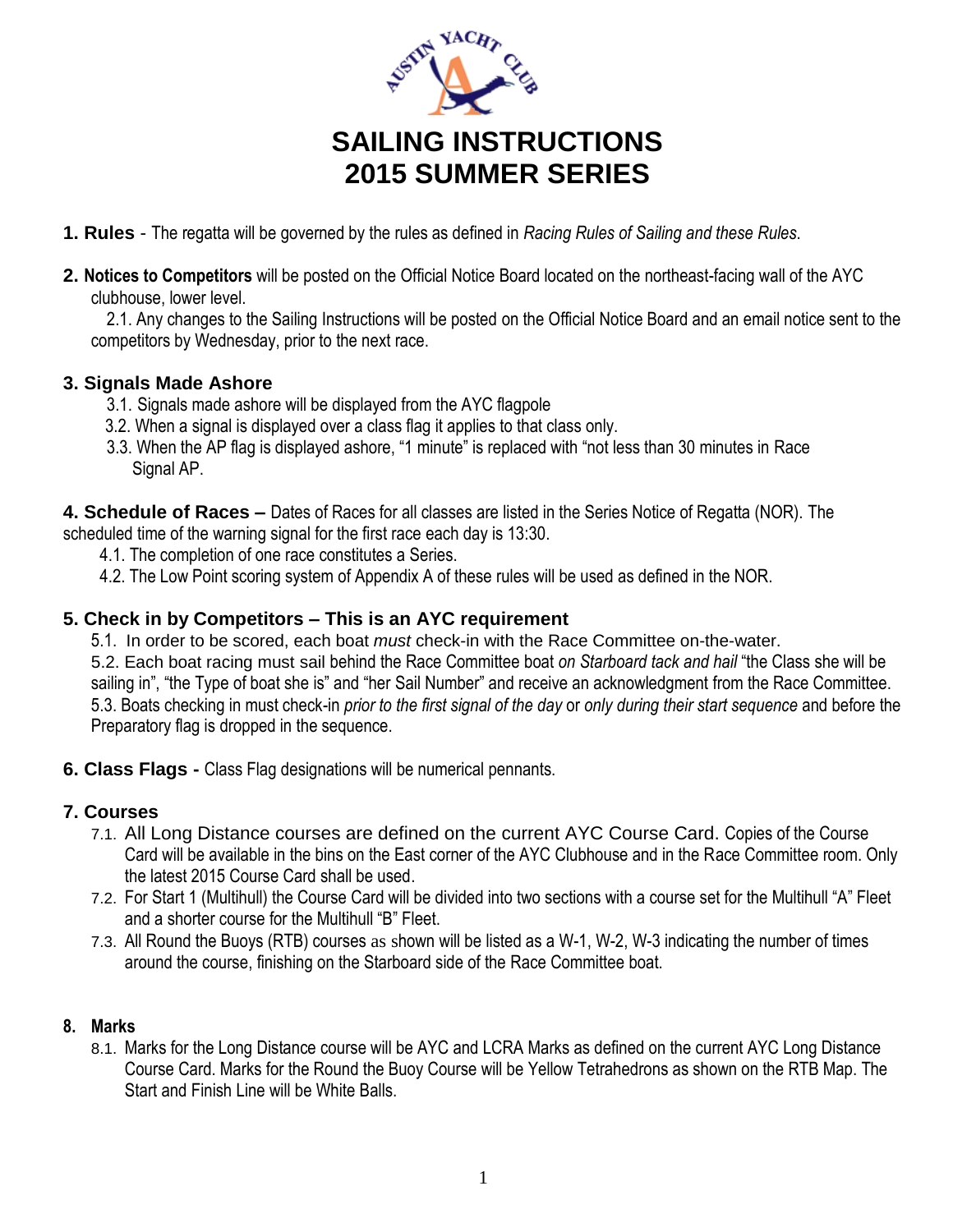# SAILING INSTRUCTIONS
# 2015 SUMMER SERIES

**1. Rules** - The regatta will be governed by the rules as defined in *Racing Rules of Sailing and these Rules*.

**2. Notices to Competitors** will be posted on the Official Notice Board located on the northeast-facing wall of the AYC clubhouse, lower level.

2.1. Any changes to the Sailing Instructions will be posted on the Official Notice Board and an email notice sent to the competitors by Wednesday, prior to the next race.

### 3. Signals Made Ashore

3.1. Signals made ashore will be displayed from the AYC flagpole

3.2. When a signal is displayed over a class flag it applies to that class only.

3.3. When the AP flag is displayed ashore, "1 minute" is replaced with "not less than 30 minutes in Race Signal AP.

**4. Schedule of Races –** Dates of Races for all classes are listed in the Series Notice of Regatta (NOR). The scheduled time of the warning signal for the first race each day is 13:30.

4.1. The completion of one race constitutes a Series.

4.2. The Low Point scoring system of Appendix A of these rules will be used as defined in the NOR.

### 5. Check in by Competitors – This is an AYC requirement

5.1. In order to be scored, each boat *must* check-in with the Race Committee on-the-water.

5.2. Each boat racing must sail behind the Race Committee boat *on Starboard tack and hail* "the Class she will be sailing in", "the Type of boat she is" and "her Sail Number" and receive an acknowledgment from the Race Committee.

5.3. Boats checking in must check-in *prior to the first signal of the day* or *only during their start sequence* and before the Preparatory flag is dropped in the sequence.

**6. Class Flags -** Class Flag designations will be numerical pennants.

### 7. Courses

7.1. All Long Distance courses are defined on the current AYC Course Card. Copies of the Course Card will be available in the bins on the East corner of the AYC Clubhouse and in the Race Committee room. Only the latest 2015 Course Card shall be used.

7.2. For Start 1 (Multihull) the Course Card will be divided into two sections with a course set for the Multihull "A" Fleet and a shorter course for the Multihull "B" Fleet.

7.3. All Round the Buoys (RTB) courses as shown will be listed as a W-1, W-2, W-3 indicating the number of times around the course, finishing on the Starboard side of the Race Committee boat.

### 8. Marks

8.1. Marks for the Long Distance course will be AYC and LCRA Marks as defined on the current AYC Long Distance Course Card. Marks for the Round the Buoy Course will be Yellow Tetrahedrons as shown on the RTB Map. The Start and Finish Line will be White Balls.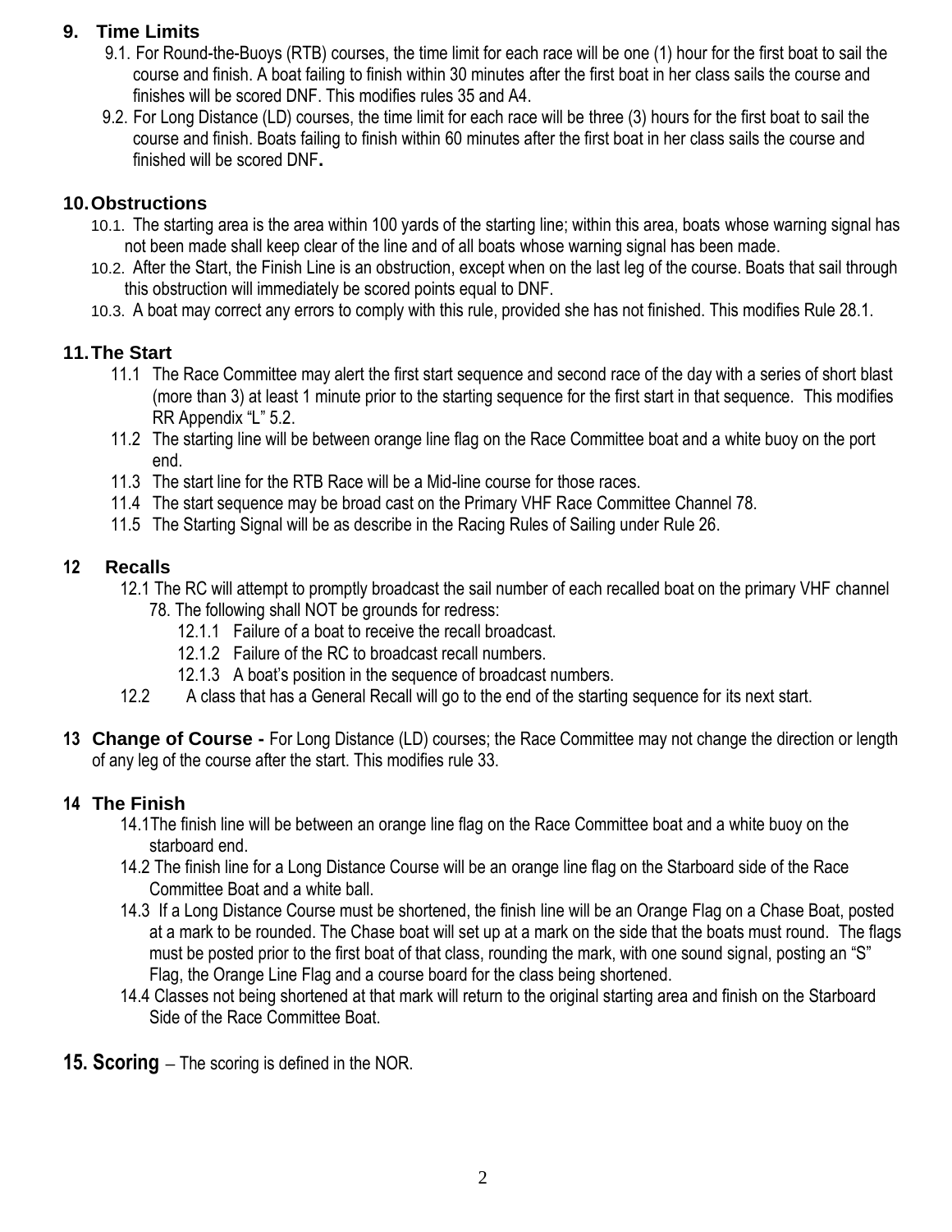## 9. Time Limits

9.1. For Round-the-Buoys (RTB) courses, the time limit for each race will be one (1) hour for the first boat to sail the course and finish. A boat failing to finish within 30 minutes after the first boat in her class sails the course and finishes will be scored DNF. This modifies rules 35 and A4.

9.2. For Long Distance (LD) courses, the time limit for each race will be three (3) hours for the first boat to sail the course and finish. Boats failing to finish within 60 minutes after the first boat in her class sails the course and finished will be scored DNF**.**

## 10. Obstructions

10.1. The starting area is the area within 100 yards of the starting line; within this area, boats whose warning signal has not been made shall keep clear of the line and of all boats whose warning signal has been made.

10.2. After the Start, the Finish Line is an obstruction, except when on the last leg of the course. Boats that sail through this obstruction will immediately be scored points equal to DNF.

10.3. A boat may correct any errors to comply with this rule, provided she has not finished. This modifies Rule 28.1.

## 11. The Start

11.1 The Race Committee may alert the first start sequence and second race of the day with a series of short blast (more than 3) at least 1 minute prior to the starting sequence for the first start in that sequence. This modifies RR Appendix "L" 5.2.

11.2 The starting line will be between orange line flag on the Race Committee boat and a white buoy on the port end.

11.3 The start line for the RTB Race will be a Mid-line course for those races.

11.4 The start sequence may be broad cast on the Primary VHF Race Committee Channel 78.

11.5 The Starting Signal will be as describe in the Racing Rules of Sailing under Rule 26.

## 12 Recalls

12.1 The RC will attempt to promptly broadcast the sail number of each recalled boat on the primary VHF channel 78. The following shall NOT be grounds for redress:

- 12.1.1 Failure of a boat to receive the recall broadcast.
- 12.1.2 Failure of the RC to broadcast recall numbers.
- 12.1.3 A boat's position in the sequence of broadcast numbers.

12.2 A class that has a General Recall will go to the end of the starting sequence for its next start.

**13 Change of Course -** For Long Distance (LD) courses; the Race Committee may not change the direction or length of any leg of the course after the start. This modifies rule 33.

## 14 The Finish

14.1 The finish line will be between an orange line flag on the Race Committee boat and a white buoy on the starboard end.

14.2 The finish line for a Long Distance Course will be an orange line flag on the Starboard side of the Race Committee Boat and a white ball.

14.3 If a Long Distance Course must be shortened, the finish line will be an Orange Flag on a Chase Boat, posted at a mark to be rounded. The Chase boat will set up at a mark on the side that the boats must round. The flags must be posted prior to the first boat of that class, rounding the mark, with one sound signal, posting an "S" Flag, the Orange Line Flag and a course board for the class being shortened.

14.4 Classes not being shortened at that mark will return to the original starting area and finish on the Starboard Side of the Race Committee Boat.

**15. Scoring** – The scoring is defined in the NOR.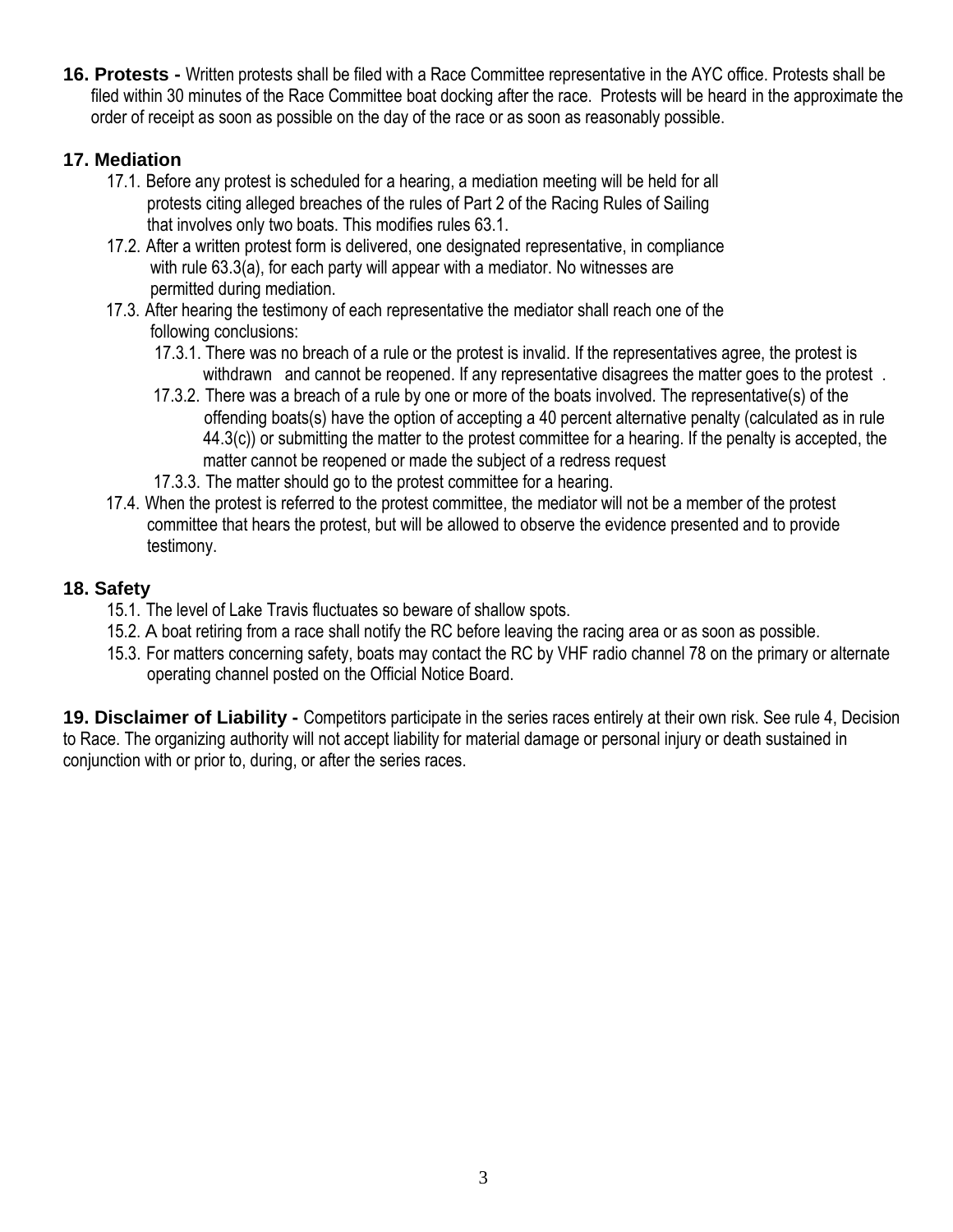**16. Protests -** Written protests shall be filed with a Race Committee representative in the AYC office. Protests shall be filed within 30 minutes of the Race Committee boat docking after the race. Protests will be heard in the approximate the order of receipt as soon as possible on the day of the race or as soon as reasonably possible.

## 17. Mediation

17.1. Before any protest is scheduled for a hearing, a mediation meeting will be held for all protests citing alleged breaches of the rules of Part 2 of the Racing Rules of Sailing that involves only two boats. This modifies rules 63.1.

17.2. After a written protest form is delivered, one designated representative, in compliance with rule 63.3(a), for each party will appear with a mediator. No witnesses are permitted during mediation.

17.3. After hearing the testimony of each representative the mediator shall reach one of the following conclusions:

17.3.1. There was no breach of a rule or the protest is invalid. If the representatives agree, the protest is withdrawn and cannot be reopened. If any representative disagrees the matter goes to the protest .

17.3.2. There was a breach of a rule by one or more of the boats involved. The representative(s) of the offending boats(s) have the option of accepting a 40 percent alternative penalty (calculated as in rule 44.3(c)) or submitting the matter to the protest committee for a hearing. If the penalty is accepted, the matter cannot be reopened or made the subject of a redress request

17.3.3. The matter should go to the protest committee for a hearing.

17.4. When the protest is referred to the protest committee, the mediator will not be a member of the protest committee that hears the protest, but will be allowed to observe the evidence presented and to provide testimony.

## 18. Safety

15.1. The level of Lake Travis fluctuates so beware of shallow spots.

15.2. A boat retiring from a race shall notify the RC before leaving the racing area or as soon as possible.

15.3. For matters concerning safety, boats may contact the RC by VHF radio channel 78 on the primary or alternate operating channel posted on the Official Notice Board.

**19. Disclaimer of Liability -** Competitors participate in the series races entirely at their own risk. See rule 4, Decision to Race. The organizing authority will not accept liability for material damage or personal injury or death sustained in conjunction with or prior to, during, or after the series races.